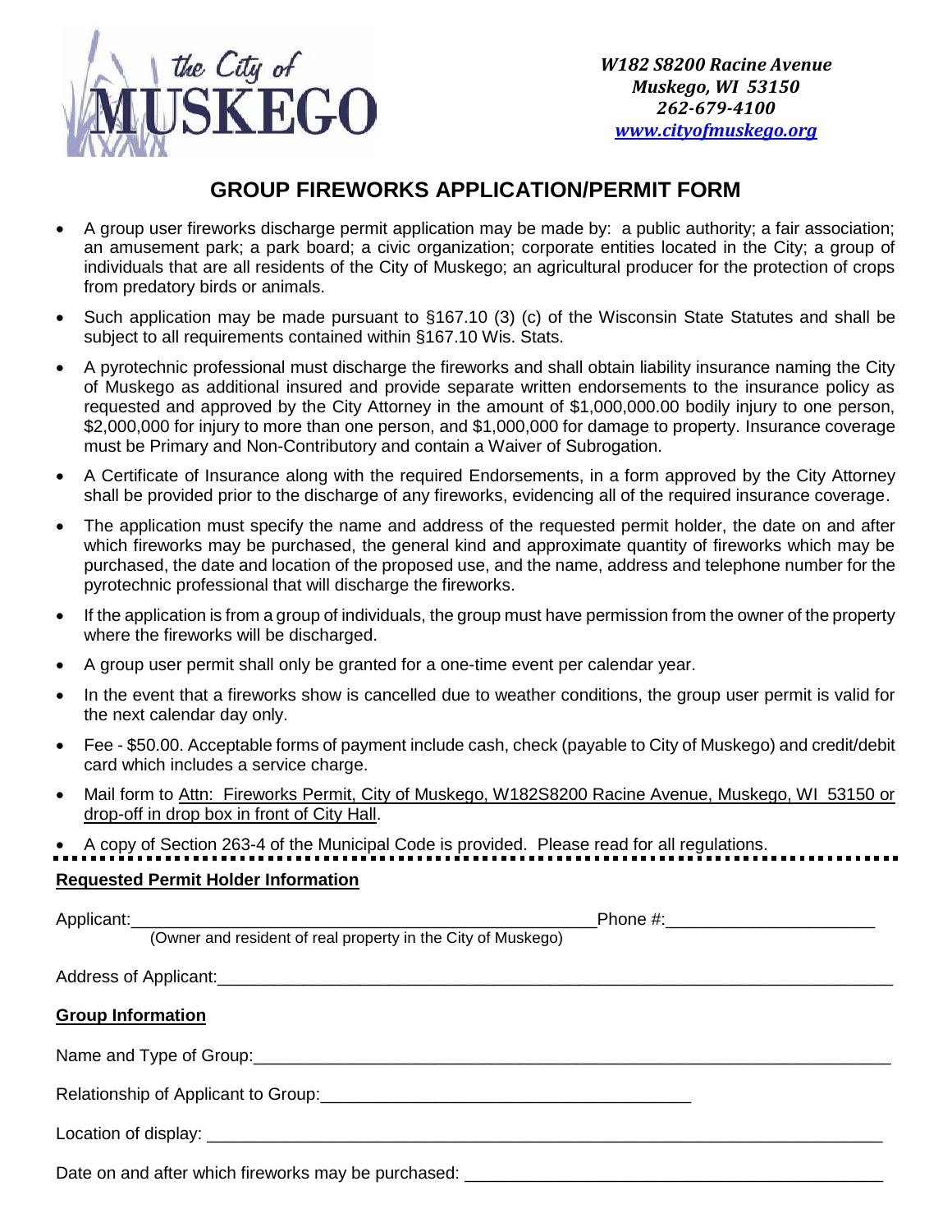the City of MUSKEGO

*W182 S8200 Racine Avenue*
*Muskego, WI 53150*
*262-679-4100*
*www.cityofmuskego.org*

# GROUP FIREWORKS APPLICATION/PERMIT FORM

- A group user fireworks discharge permit application may be made by: a public authority; a fair association; an amusement park; a park board; a civic organization; corporate entities located in the City; a group of individuals that are all residents of the City of Muskego; an agricultural producer for the protection of crops from predatory birds or animals.
- Such application may be made pursuant to §167.10 (3) (c) of the Wisconsin State Statutes and shall be subject to all requirements contained within §167.10 Wis. Stats.
- A pyrotechnic professional must discharge the fireworks and shall obtain liability insurance naming the City of Muskego as additional insured and provide separate written endorsements to the insurance policy as requested and approved by the City Attorney in the amount of $1,000,000.00 bodily injury to one person, $2,000,000 for injury to more than one person, and $1,000,000 for damage to property. Insurance coverage must be Primary and Non-Contributory and contain a Waiver of Subrogation.
- A Certificate of Insurance along with the required Endorsements, in a form approved by the City Attorney shall be provided prior to the discharge of any fireworks, evidencing all of the required insurance coverage.
- The application must specify the name and address of the requested permit holder, the date on and after which fireworks may be purchased, the general kind and approximate quantity of fireworks which may be purchased, the date and location of the proposed use, and the name, address and telephone number for the pyrotechnic professional that will discharge the fireworks.
- If the application is from a group of individuals, the group must have permission from the owner of the property where the fireworks will be discharged.
- A group user permit shall only be granted for a one-time event per calendar year.
- In the event that a fireworks show is cancelled due to weather conditions, the group user permit is valid for the next calendar day only.
- Fee - $50.00. Acceptable forms of payment include cash, check (payable to City of Muskego) and credit/debit card which includes a service charge.
- Mail form to Attn: Fireworks Permit, City of Muskego, W182S8200 Racine Avenue, Muskego, WI 53150 or drop-off in drop box in front of City Hall.
- A copy of Section 263-4 of the Municipal Code is provided. Please read for all regulations.

---

**Requested Permit Holder Information**

Applicant:\_\_\_\_\_\_\_\_\_\_\_\_\_\_\_\_\_\_\_\_\_\_\_\_\_\_\_\_\_\_\_\_\_\_\_\_\_\_\_\_\_\_\_\_ Phone #:\_\_\_\_\_\_\_\_\_\_\_\_\_\_\_\_\_\_\_\_
(Owner and resident of real property in the City of Muskego)

Address of Applicant:\_\_\_\_\_\_\_\_\_\_\_\_\_\_\_\_\_\_\_\_\_\_\_\_\_\_\_\_\_\_\_\_\_\_\_\_\_\_\_\_\_\_\_\_\_\_\_\_\_\_\_\_\_\_\_\_

**Group Information**

Name and Type of Group:\_\_\_\_\_\_\_\_\_\_\_\_\_\_\_\_\_\_\_\_\_\_\_\_\_\_\_\_\_\_\_\_\_\_\_\_\_\_\_\_\_\_\_\_\_\_\_\_\_\_\_\_

Relationship of Applicant to Group:\_\_\_\_\_\_\_\_\_\_\_\_\_\_\_\_\_\_\_\_\_\_\_\_\_\_\_\_\_\_\_\_\_\_

Location of display: \_\_\_\_\_\_\_\_\_\_\_\_\_\_\_\_\_\_\_\_\_\_\_\_\_\_\_\_\_\_\_\_\_\_\_\_\_\_\_\_\_\_\_\_\_\_\_\_\_\_\_\_\_\_\_\_

Date on and after which fireworks may be purchased: \_\_\_\_\_\_\_\_\_\_\_\_\_\_\_\_\_\_\_\_\_\_\_\_\_\_\_\_\_\_\_\_\_\_\_\_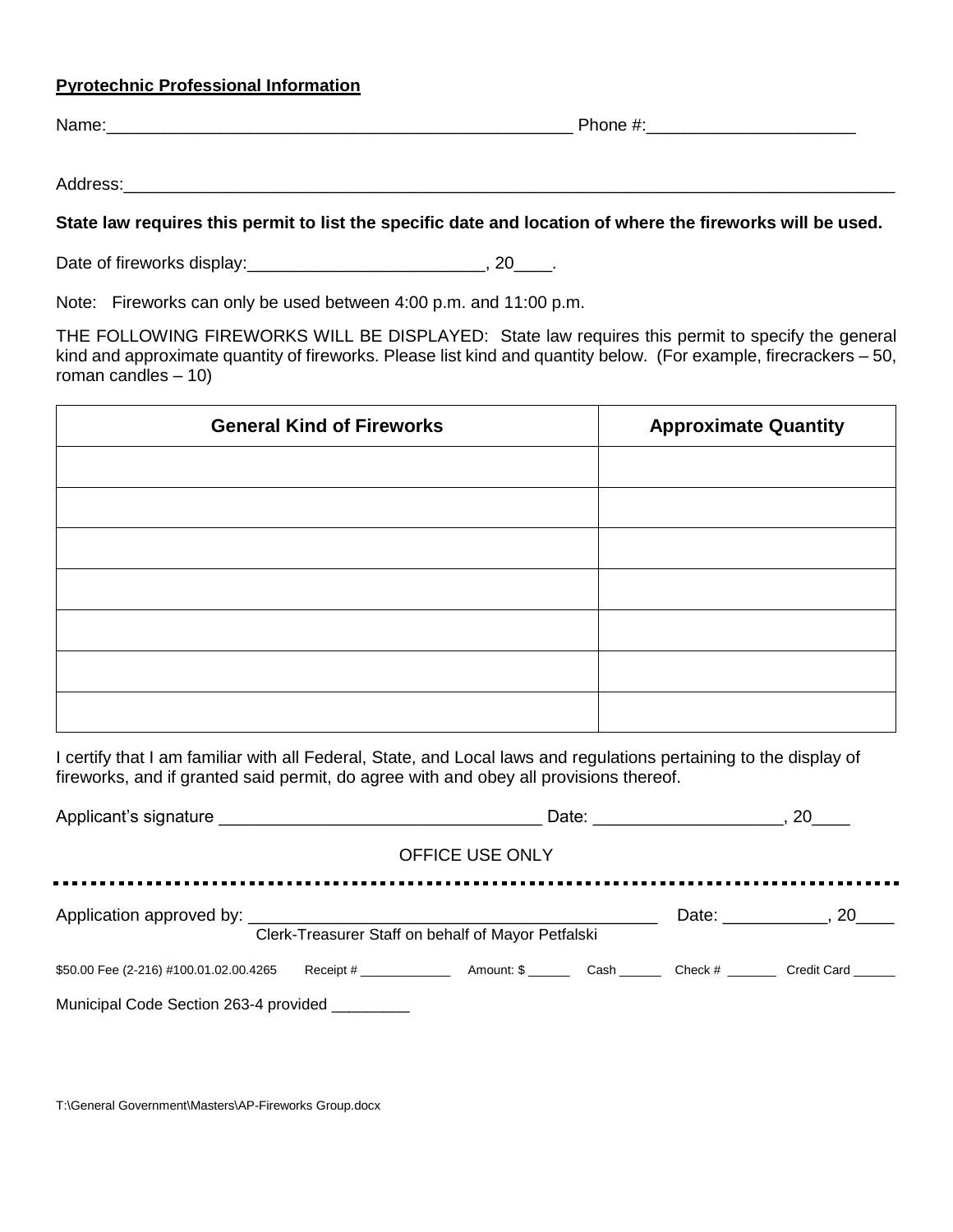**Pyrotechnic Professional Information**

Name:_________________________________________________ Phone #:_____________________

Address:_________________________________________________________________________________

**State law requires this permit to list the specific date and location of where the fireworks will be used.**

Date of fireworks display:________________________, 20____.

Note: Fireworks can only be used between 4:00 p.m. and 11:00 p.m.

THE FOLLOWING FIREWORKS WILL BE DISPLAYED: State law requires this permit to specify the general kind and approximate quantity of fireworks. Please list kind and quantity below. (For example, firecrackers – 50, roman candles – 10)

| General Kind of Fireworks | Approximate Quantity |
|---|---|
| | |
| | |
| | |
| | |
| | |
| | |
| | |

I certify that I am familiar with all Federal, State, and Local laws and regulations pertaining to the display of fireworks, and if granted said permit, do agree with and obey all provisions thereof.

Applicant's signature _________________________________ Date: ___________________, 20____

OFFICE USE ONLY

Application approved by: ___________________________________________ Date: ___________, 20____
Clerk-Treasurer Staff on behalf of Mayor Petfalski

$50.00 Fee (2-216) #100.01.02.00.4265 Receipt # _____________ Amount: $ ______ Cash ______ Check # _______ Credit Card ______

Municipal Code Section 263-4 provided _________

T:\General Government\Masters\AP-Fireworks Group.docx